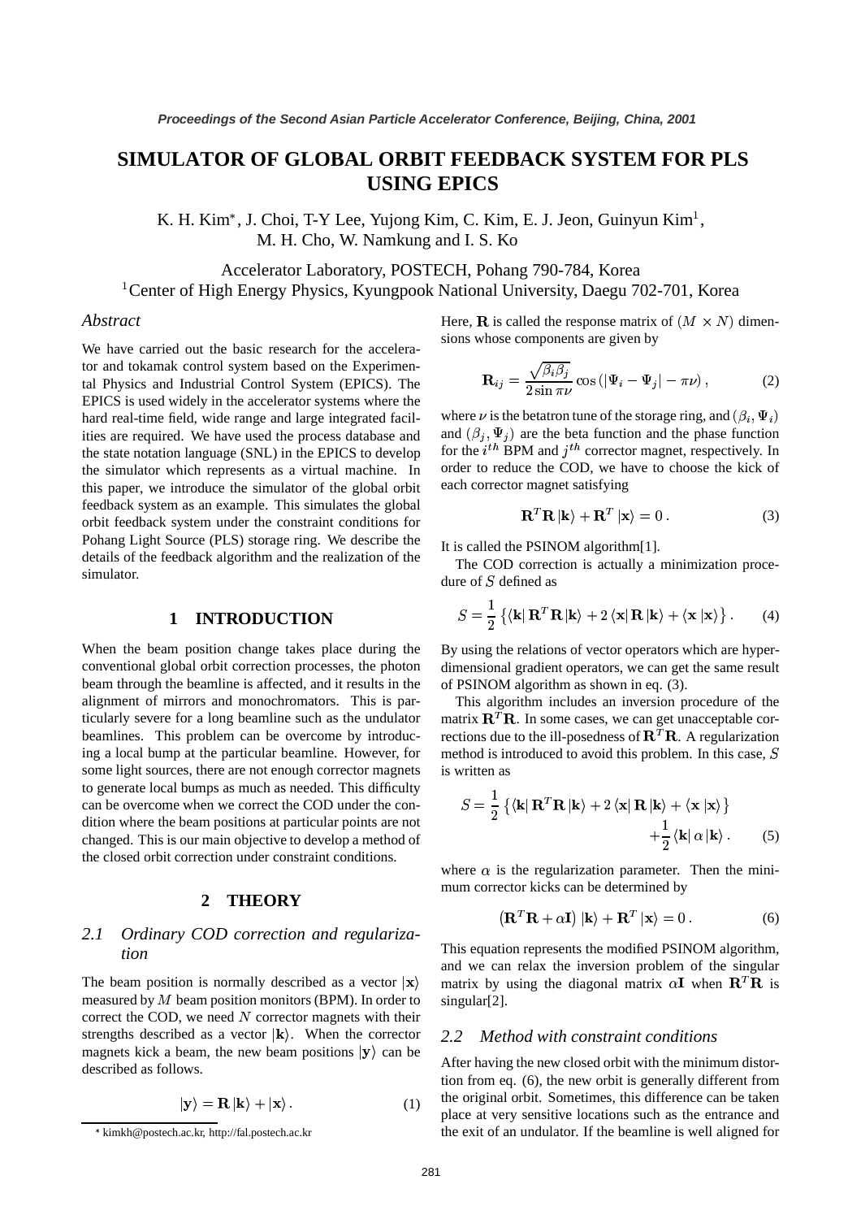# SIMULATOR OF GLOBAL ORBIT FEEDBACK SYSTEM FOR PLS USING EPICS

K. H. Kim*, J. Choi, T-Y Lee, Yujong Kim, C. Kim, E. J. Jeon, Guinyun Kim[1], M. H. Cho, W. Namkung and I. S. Ko

Accelerator Laboratory, POSTECH, Pohang 790-784, Korea
[1]Center of High Energy Physics, Kyungpook National University, Daegu 702-701, Korea

## *Abstract*

We have carried out the basic research for the accelerator and tokamak control system based on the Experimental Physics and Industrial Control System (EPICS). The EPICS is used widely in the accelerator systems where the hard real-time field, wide range and large integrated facilities are required. We have used the process database and the state notation language (SNL) in the EPICS to develop the simulator which represents as a virtual machine. In this paper, we introduce the simulator of the global orbit feedback system as an example. This simulates the global orbit feedback system under the constraint conditions for Pohang Light Source (PLS) storage ring. We describe the details of the feedback algorithm and the realization of the simulator.

## 1 INTRODUCTION

When the beam position change takes place during the conventional global orbit correction processes, the photon beam through the beamline is affected, and it results in the alignment of mirrors and monochromators. This is particularly severe for a long beamline such as the undulator beamlines. This problem can be overcome by introducing a local bump at the particular beamline. However, for some light sources, there are not enough corrector magnets to generate local bumps as much as needed. This difficulty can be overcome when we correct the COD under the condition where the beam positions at particular points are not changed. This is our main objective to develop a method of the closed orbit correction under constraint conditions.

## 2 THEORY

### *2.1 Ordinary COD correction and regularization*

The beam position is normally described as a vector $|\mathbf{x}\rangle$ measured by $M$ beam position monitors (BPM). In order to correct the COD, we need $N$ corrector magnets with their strengths described as a vector $|\mathbf{k}\rangle$. When the corrector magnets kick a beam, the new beam positions $|\mathbf{y}\rangle$ can be described as follows.

$$|\mathbf{y}\rangle = \mathbf{R}\,|\mathbf{k}\rangle + |\mathbf{x}\rangle\,. \tag{1}$$

Here, $\mathbf{R}$ is called the response matrix of $(M \times N)$ dimensions whose components are given by

$$\mathbf{R}_{ij} = \frac{\sqrt{\beta_i \beta_j}}{2\sin\pi\nu}\cos\left(|\Psi_i - \Psi_j| - \pi\nu\right), \tag{2}$$

where $\nu$ is the betatron tune of the storage ring, and $(\beta_i, \Psi_i)$ and $(\beta_j, \Psi_j)$ are the beta function and the phase function for the $i^{th}$ BPM and $j^{th}$ corrector magnet, respectively. In order to reduce the COD, we have to choose the kick of each corrector magnet satisfying

$$\mathbf{R}^T\mathbf{R}\,|\mathbf{k}\rangle + \mathbf{R}^T\,|\mathbf{x}\rangle = 0\,. \tag{3}$$

It is called the PSINOM algorithm[1].

The COD correction is actually a minimization procedure of $S$ defined as

$$S = \frac{1}{2}\left\{\langle\mathbf{k}|\,\mathbf{R}^T\mathbf{R}\,|\mathbf{k}\rangle + 2\,\langle\mathbf{x}|\,\mathbf{R}\,|\mathbf{k}\rangle + \langle\mathbf{x}\,|\mathbf{x}\rangle\right\}. \tag{4}$$

By using the relations of vector operators which are hyperdimensional gradient operators, we can get the same result of PSINOM algorithm as shown in eq. (3).

This algorithm includes an inversion procedure of the matrix $\mathbf{R}^T\mathbf{R}$. In some cases, we can get unacceptable corrections due to the ill-posedness of $\mathbf{R}^T\mathbf{R}$. A regularization method is introduced to avoid this problem. In this case, $S$ is written as

$$S = \frac{1}{2}\left\{\langle\mathbf{k}|\,\mathbf{R}^T\mathbf{R}\,|\mathbf{k}\rangle + 2\,\langle\mathbf{x}|\,\mathbf{R}\,|\mathbf{k}\rangle + \langle\mathbf{x}\,|\mathbf{x}\rangle\right\} + \frac{1}{2}\,\langle\mathbf{k}|\,\alpha\,|\mathbf{k}\rangle\,. \tag{5}$$

where $\alpha$ is the regularization parameter. Then the minimum corrector kicks can be determined by

$$\left(\mathbf{R}^T\mathbf{R} + \alpha\mathbf{I}\right)|\mathbf{k}\rangle + \mathbf{R}^T\,|\mathbf{x}\rangle = 0\,. \tag{6}$$

This equation represents the modified PSINOM algorithm, and we can relax the inversion problem of the singular matrix by using the diagonal matrix $\alpha\mathbf{I}$ when $\mathbf{R}^T\mathbf{R}$ is singular[2].

### *2.2 Method with constraint conditions*

After having the new closed orbit with the minimum distortion from eq. (6), the new orbit is generally different from the original orbit. Sometimes, this difference can be taken place at very sensitive locations such as the entrance and the exit of an undulator. If the beamline is well aligned for

\* kimkh@postech.ac.kr, http://fal.postech.ac.kr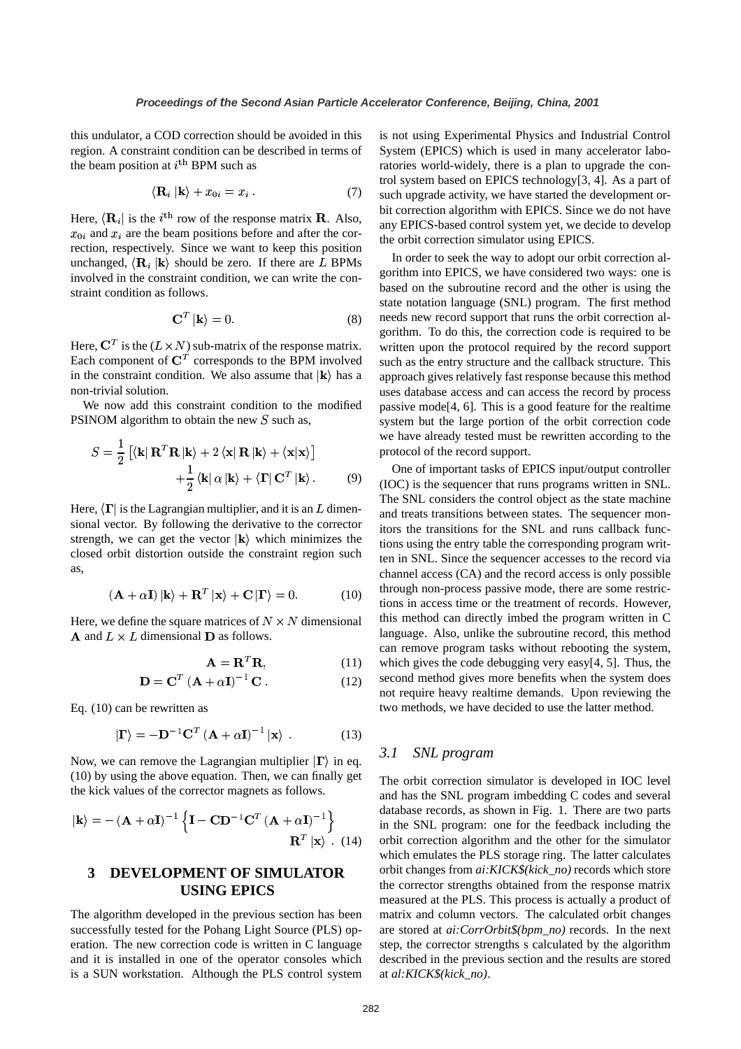this undulator, a COD correction should be avoided in this region. A constraint condition can be described in terms of the beam position at $i^{\text{th}}$ BPM such as

$$\langle \mathbf{R}_i \, | \mathbf{k} \rangle + x_{0i} = x_i \,. \tag{7}$$

Here, $\langle \mathbf{R}_i |$ is the $i^{\text{th}}$ row of the response matrix $\mathbf{R}$. Also, $x_{0i}$ and $x_i$ are the beam positions before and after the correction, respectively. Since we want to keep this position unchanged, $\langle \mathbf{R}_i \, | \mathbf{k} \rangle$ should be zero. If there are $L$ BPMs involved in the constraint condition, we can write the constraint condition as follows.

$$\mathbf{C}^T \, | \mathbf{k} \rangle = 0. \tag{8}$$

Here, $\mathbf{C}^T$ is the $(L \times N)$ sub-matrix of the response matrix. Each component of $\mathbf{C}^T$ corresponds to the BPM involved in the constraint condition. We also assume that $| \mathbf{k} \rangle$ has a non-trivial solution.

We now add this constraint condition to the modified PSINOM algorithm to obtain the new $S$ such as,

$$S = \frac{1}{2} \left[ \langle \mathbf{k} | \, \mathbf{R}^T \mathbf{R} \, | \mathbf{k} \rangle + 2 \, \langle \mathbf{x} | \, \mathbf{R} \, | \mathbf{k} \rangle + \langle \mathbf{x} | \mathbf{x} \rangle \right] + \frac{1}{2} \, \langle \mathbf{k} | \, \alpha \, | \mathbf{k} \rangle + \langle \mathbf{\Gamma} | \, \mathbf{C}^T \, | \mathbf{k} \rangle \,. \tag{9}$$

Here, $\langle \mathbf{\Gamma} |$ is the Lagrangian multiplier, and it is an $L$ dimensional vector. By following the derivative to the corrector strength, we can get the vector $| \mathbf{k} \rangle$ which minimizes the closed orbit distortion outside the constraint region such as,

$$(\mathbf{A} + \alpha \mathbf{I}) \, | \mathbf{k} \rangle + \mathbf{R}^T \, | \mathbf{x} \rangle + \mathbf{C} \, | \mathbf{\Gamma} \rangle = 0. \tag{10}$$

Here, we define the square matrices of $N \times N$ dimensional $\mathbf{A}$ and $L \times L$ dimensional $\mathbf{D}$ as follows.

$$\mathbf{A} = \mathbf{R}^T \mathbf{R}, \tag{11}$$

$$\mathbf{D} = \mathbf{C}^T \left( \mathbf{A} + \alpha \mathbf{I} \right)^{-1} \mathbf{C} \,. \tag{12}$$

Eq. (10) can be rewritten as

$$| \mathbf{\Gamma} \rangle = -\mathbf{D}^{-1} \mathbf{C}^T \left( \mathbf{A} + \alpha \mathbf{I} \right)^{-1} | \mathbf{x} \rangle \,. \tag{13}$$

Now, we can remove the Lagrangian multiplier $| \mathbf{\Gamma} \rangle$ in eq. (10) by using the above equation. Then, we can finally get the kick values of the corrector magnets as follows.

$$| \mathbf{k} \rangle = - \left( \mathbf{A} + \alpha \mathbf{I} \right)^{-1} \left\{ \mathbf{I} - \mathbf{C} \mathbf{D}^{-1} \mathbf{C}^T \left( \mathbf{A} + \alpha \mathbf{I} \right)^{-1} \right\} \mathbf{R}^T \, | \mathbf{x} \rangle \,. \tag{14}$$

## 3 DEVELOPMENT OF SIMULATOR USING EPICS

The algorithm developed in the previous section has been successfully tested for the Pohang Light Source (PLS) operation. The new correction code is written in C language and it is installed in one of the operator consoles which is a SUN workstation. Although the PLS control system is not using Experimental Physics and Industrial Control System (EPICS) which is used in many accelerator laboratories world-widely, there is a plan to upgrade the control system based on EPICS technology[3, 4]. As a part of such upgrade activity, we have started the development orbit correction algorithm with EPICS. Since we do not have any EPICS-based control system yet, we decide to develop the orbit correction simulator using EPICS.

In order to seek the way to adopt our orbit correction algorithm into EPICS, we have considered two ways: one is based on the subroutine record and the other is using the state notation language (SNL) program. The first method needs new record support that runs the orbit correction algorithm. To do this, the correction code is required to be written upon the protocol required by the record support such as the entry structure and the callback structure. This approach gives relatively fast response because this method uses database access and can access the record by process passive mode[4, 6]. This is a good feature for the realtime system but the large portion of the orbit correction code we have already tested must be rewritten according to the protocol of the record support.

One of important tasks of EPICS input/output controller (IOC) is the sequencer that runs programs written in SNL. The SNL considers the control object as the state machine and treats transitions between states. The sequencer monitors the transitions for the SNL and runs callback functions using the entry table the corresponding program written in SNL. Since the sequencer accesses to the record via channel access (CA) and the record access is only possible through non-process passive mode, there are some restrictions in access time or the treatment of records. However, this method can directly imbed the program written in C language. Also, unlike the subroutine record, this method can remove program tasks without rebooting the system, which gives the code debugging very easy[4, 5]. Thus, the second method gives more benefits when the system does not require heavy realtime demands. Upon reviewing the two methods, we have decided to use the latter method.

### 3.1 SNL program

The orbit correction simulator is developed in IOC level and has the SNL program imbedding C codes and several database records, as shown in Fig. 1. There are two parts in the SNL program: one for the feedback including the orbit correction algorithm and the other for the simulator which emulates the PLS storage ring. The latter calculates orbit changes from *ai:KICK$(kick_no)* records which store the corrector strengths obtained from the response matrix measured at the PLS. This process is actually a product of matrix and column vectors. The calculated orbit changes are stored at *ai:CorrOrbit$(bpm_no)* records. In the next step, the corrector strengths s calculated by the algorithm described in the previous section and the results are stored at *al:KICK$(kick_no)*.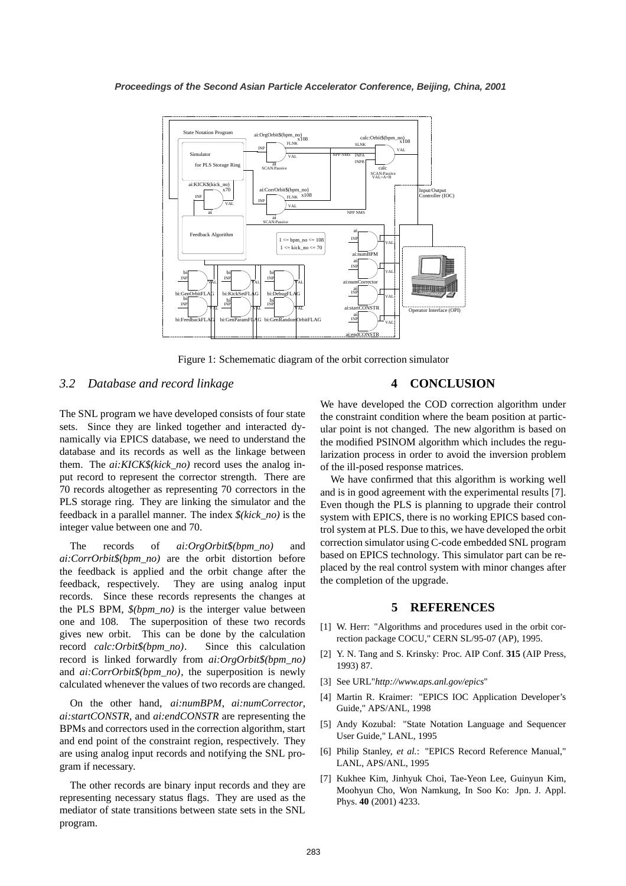Figure 1: Schemematic diagram of the orbit correction simulator

### 3.2 Database and record linkage

The SNL program we have developed consists of four state sets. Since they are linked together and interacted dynamically via EPICS database, we need to understand the database and its records as well as the linkage between them. The *ai:KICK$(kick_no)* record uses the analog input record to represent the corrector strength. There are 70 records altogether as representing 70 correctors in the PLS storage ring. They are linking the simulator and the feedback in a parallel manner. The index *$(kick_no)* is the integer value between one and 70.

The records of *ai:OrgOrbit$(bpm_no)* and *ai:CorrOrbit$(bpm_no)* are the orbit distortion before the feedback is applied and the orbit change after the feedback, respectively. They are using analog input records. Since these records represents the changes at the PLS BPM, *$(bpm_no)* is the interger value between one and 108. The superposition of these two records gives new orbit. This can be done by the calculation record *calc:Orbit$(bpm_no)*. Since this calculation record is linked forwardly from *ai:OrgOrbit$(bpm_no)* and *ai:CorrOrbit$(bpm_no)*, the superposition is newly calculated whenever the values of two records are changed.

On the other hand, *ai:numBPM*, *ai:numCorrector*, *ai:startCONSTR*, and *ai:endCONSTR* are representing the BPMs and correctors used in the correction algorithm, start and end point of the constraint region, respectively. They are using analog input records and notifying the SNL program if necessary.

The other records are binary input records and they are representing necessary status flags. They are used as the mediator of state transitions between state sets in the SNL program.

## 4 CONCLUSION

We have developed the COD correction algorithm under the constraint condition where the beam position at particular point is not changed. The new algorithm is based on the modified PSINOM algorithm which includes the regularization process in order to avoid the inversion problem of the ill-posed response matrices.

We have confirmed that this algorithm is working well and is in good agreement with the experimental results [7]. Even though the PLS is planning to upgrade their control system with EPICS, there is no working EPICS based control system at PLS. Due to this, we have developed the orbit correction simulator using C-code embedded SNL program based on EPICS technology. This simulator part can be replaced by the real control system with minor changes after the completion of the upgrade.

## 5 REFERENCES

[1] W. Herr: "Algorithms and procedures used in the orbit correction package COCU," CERN SL/95-07 (AP), 1995.

[2] Y. N. Tang and S. Krinsky: Proc. AIP Conf. **315** (AIP Press, 1993) 87.

[3] See URL"*http://www.aps.anl.gov/epics*"

[4] Martin R. Kraimer: "EPICS IOC Application Developer's Guide," APS/ANL, 1998

[5] Andy Kozubal: "State Notation Language and Sequencer User Guide," LANL, 1995

[6] Philip Stanley, *et al.*: "EPICS Record Reference Manual," LANL, APS/ANL, 1995

[7] Kukhee Kim, Jinhyuk Choi, Tae-Yeon Lee, Guinyun Kim, Moohyun Cho, Won Namkung, In Soo Ko: Jpn. J. Appl. Phys. **40** (2001) 4233.